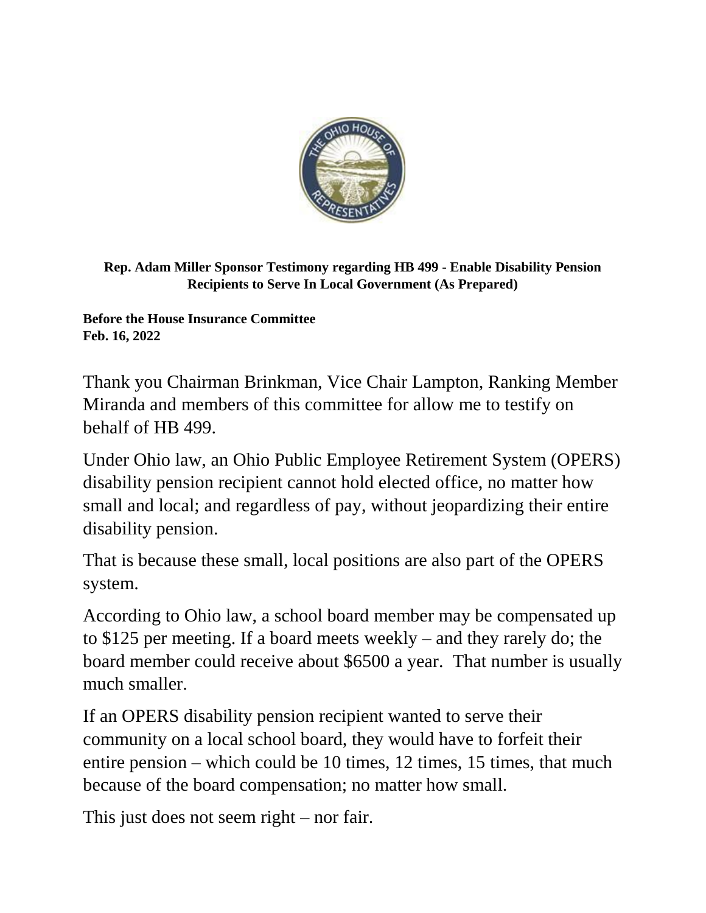**Rep. Adam Miller Sponsor Testimony regarding HB 499 - Enable Disability Pension Recipients to Serve In Local Government (As Prepared)**

**Before the House Insurance Committee**
**Feb. 16, 2022**

Thank you Chairman Brinkman, Vice Chair Lampton, Ranking Member Miranda and members of this committee for allow me to testify on behalf of HB 499.

Under Ohio law, an Ohio Public Employee Retirement System (OPERS) disability pension recipient cannot hold elected office, no matter how small and local; and regardless of pay, without jeopardizing their entire disability pension.

That is because these small, local positions are also part of the OPERS system.

According to Ohio law, a school board member may be compensated up to $125 per meeting. If a board meets weekly – and they rarely do; the board member could receive about $6500 a year. That number is usually much smaller.

If an OPERS disability pension recipient wanted to serve their community on a local school board, they would have to forfeit their entire pension – which could be 10 times, 12 times, 15 times, that much because of the board compensation; no matter how small.

This just does not seem right – nor fair.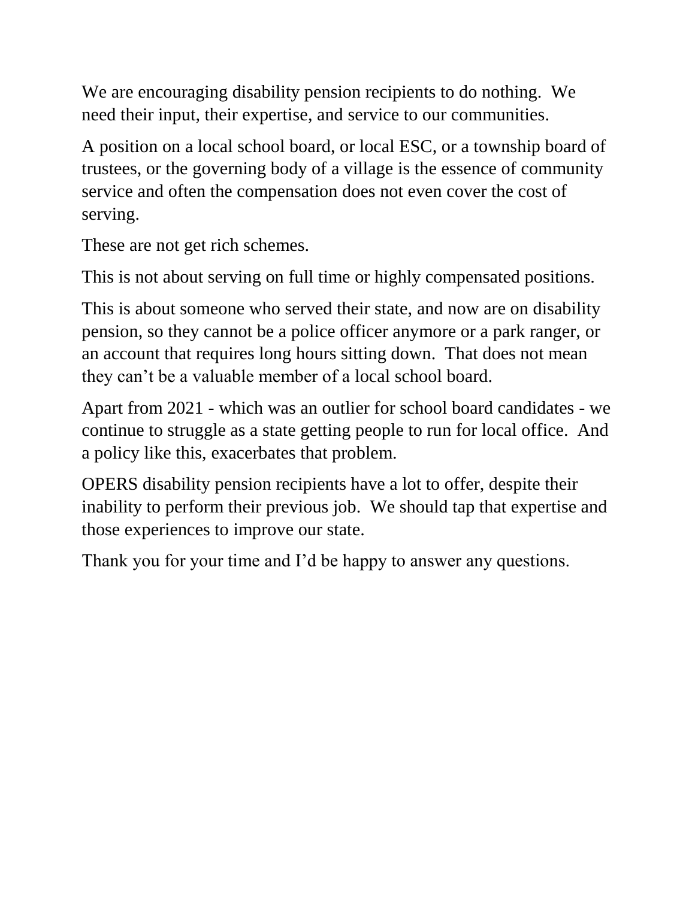We are encouraging disability pension recipients to do nothing. We need their input, their expertise, and service to our communities.

A position on a local school board, or local ESC, or a township board of trustees, or the governing body of a village is the essence of community service and often the compensation does not even cover the cost of serving.

These are not get rich schemes.

This is not about serving on full time or highly compensated positions.

This is about someone who served their state, and now are on disability pension, so they cannot be a police officer anymore or a park ranger, or an account that requires long hours sitting down. That does not mean they can't be a valuable member of a local school board.

Apart from 2021 - which was an outlier for school board candidates - we continue to struggle as a state getting people to run for local office. And a policy like this, exacerbates that problem.

OPERS disability pension recipients have a lot to offer, despite their inability to perform their previous job. We should tap that expertise and those experiences to improve our state.

Thank you for your time and I'd be happy to answer any questions.